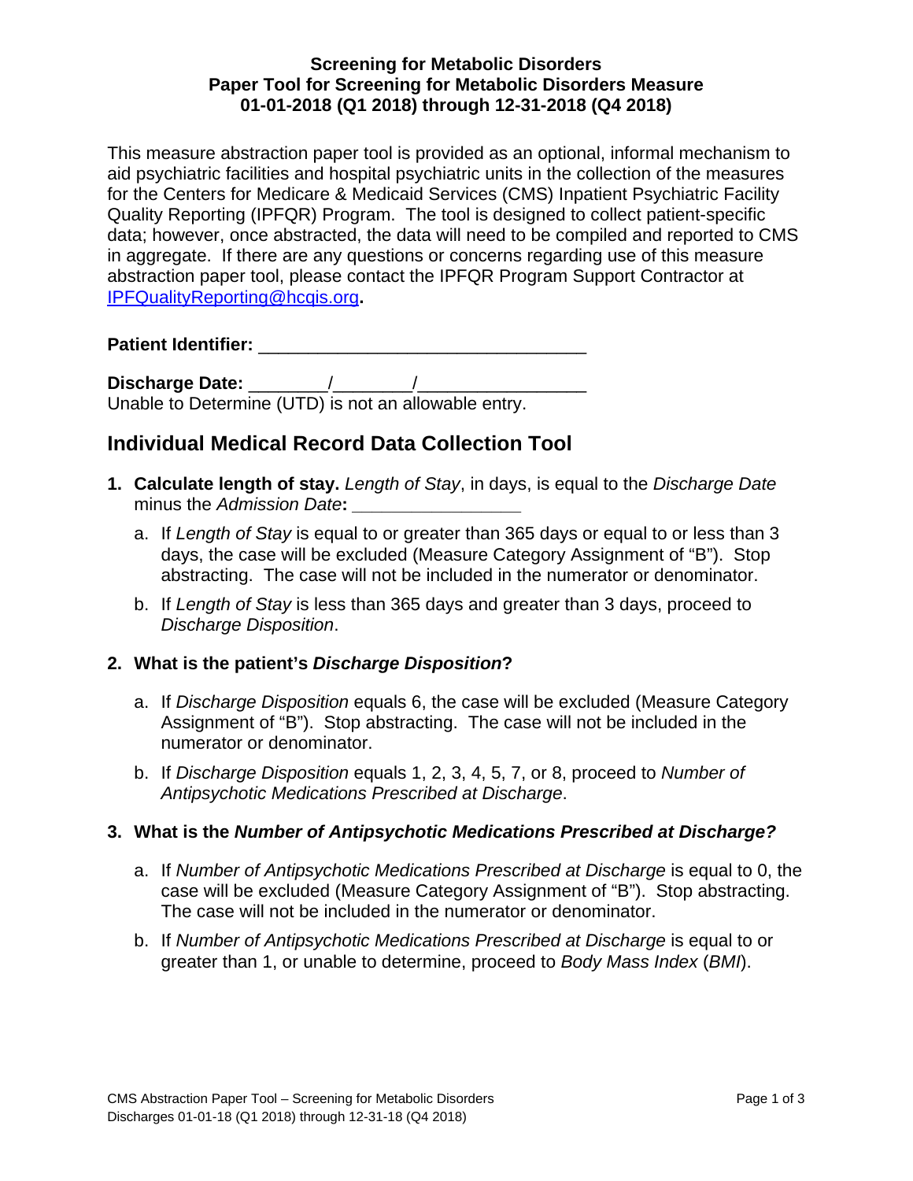**Screening for Metabolic Disorders**
**Paper Tool for Screening for Metabolic Disorders Measure**
**01-01-2018 (Q1 2018) through 12-31-2018 (Q4 2018)**

This measure abstraction paper tool is provided as an optional, informal mechanism to aid psychiatric facilities and hospital psychiatric units in the collection of the measures for the Centers for Medicare & Medicaid Services (CMS) Inpatient Psychiatric Facility Quality Reporting (IPFQR) Program. The tool is designed to collect patient-specific data; however, once abstracted, the data will need to be compiled and reported to CMS in aggregate. If there are any questions or concerns regarding use of this measure abstraction paper tool, please contact the IPFQR Program Support Contractor at [IPFQualityReporting@hcqis.org](mailto:IPFQualityReporting@hcqis.org).

**Patient Identifier:** ________________________________

**Discharge Date:** ________/________/________________
Unable to Determine (UTD) is not an allowable entry.

## Individual Medical Record Data Collection Tool

1. **Calculate length of stay.** *Length of Stay*, in days, is equal to the *Discharge Date* minus the *Admission Date*: ________________
   a. If *Length of Stay* is equal to or greater than 365 days or equal to or less than 3 days, the case will be excluded (Measure Category Assignment of "B"). Stop abstracting. The case will not be included in the numerator or denominator.
   b. If *Length of Stay* is less than 365 days and greater than 3 days, proceed to *Discharge Disposition*.

2. **What is the patient's *Discharge Disposition*?**
   a. If *Discharge Disposition* equals 6, the case will be excluded (Measure Category Assignment of "B"). Stop abstracting. The case will not be included in the numerator or denominator.
   b. If *Discharge Disposition* equals 1, 2, 3, 4, 5, 7, or 8, proceed to *Number of Antipsychotic Medications Prescribed at Discharge*.

3. **What is the *Number of Antipsychotic Medications Prescribed at Discharge?***
   a. If *Number of Antipsychotic Medications Prescribed at Discharge* is equal to 0, the case will be excluded (Measure Category Assignment of "B"). Stop abstracting. The case will not be included in the numerator or denominator.
   b. If *Number of Antipsychotic Medications Prescribed at Discharge* is equal to or greater than 1, or unable to determine, proceed to *Body Mass Index* (*BMI*).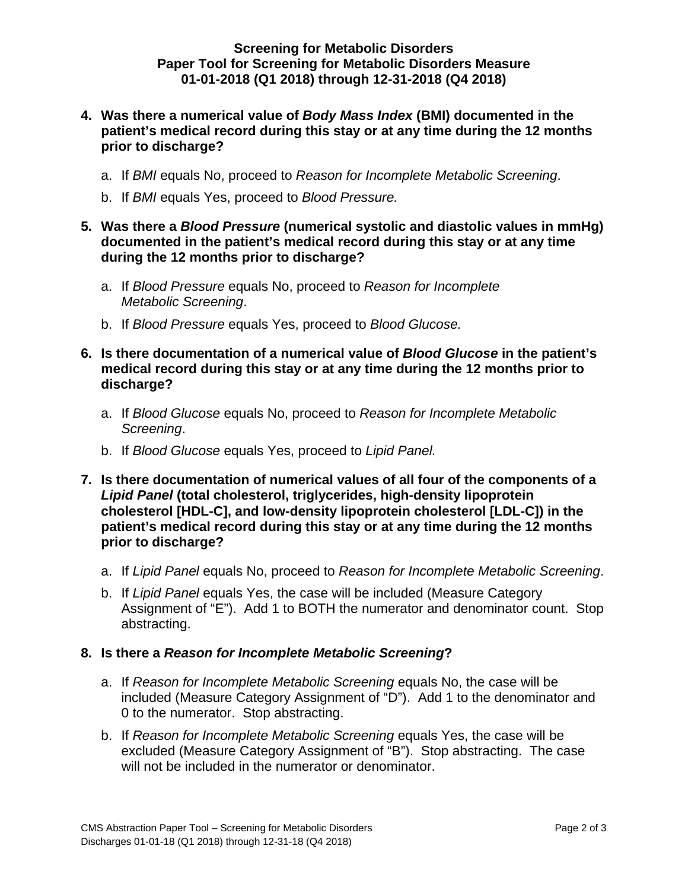**Screening for Metabolic Disorders**
**Paper Tool for Screening for Metabolic Disorders Measure**
**01-01-2018 (Q1 2018) through 12-31-2018 (Q4 2018)**

4. **Was there a numerical value of *Body Mass Index* (BMI) documented in the patient's medical record during this stay or at any time during the 12 months prior to discharge?**

   a. If *BMI* equals No, proceed to *Reason for Incomplete Metabolic Screening*.

   b. If *BMI* equals Yes, proceed to *Blood Pressure.*

5. **Was there a *Blood Pressure* (numerical systolic and diastolic values in mmHg) documented in the patient's medical record during this stay or at any time during the 12 months prior to discharge?**

   a. If *Blood Pressure* equals No, proceed to *Reason for Incomplete Metabolic Screening*.

   b. If *Blood Pressure* equals Yes, proceed to *Blood Glucose.*

6. **Is there documentation of a numerical value of *Blood Glucose* in the patient's medical record during this stay or at any time during the 12 months prior to discharge?**

   a. If *Blood Glucose* equals No, proceed to *Reason for Incomplete Metabolic Screening*.

   b. If *Blood Glucose* equals Yes, proceed to *Lipid Panel.*

7. **Is there documentation of numerical values of all four of the components of a *Lipid Panel* (total cholesterol, triglycerides, high-density lipoprotein cholesterol [HDL-C], and low-density lipoprotein cholesterol [LDL-C]) in the patient's medical record during this stay or at any time during the 12 months prior to discharge?**

   a. If *Lipid Panel* equals No, proceed to *Reason for Incomplete Metabolic Screening*.

   b. If *Lipid Panel* equals Yes, the case will be included (Measure Category Assignment of "E"). Add 1 to BOTH the numerator and denominator count. Stop abstracting.

8. **Is there a *Reason for Incomplete Metabolic Screening*?**

   a. If *Reason for Incomplete Metabolic Screening* equals No, the case will be included (Measure Category Assignment of "D"). Add 1 to the denominator and 0 to the numerator. Stop abstracting.

   b. If *Reason for Incomplete Metabolic Screening* equals Yes, the case will be excluded (Measure Category Assignment of "B"). Stop abstracting. The case will not be included in the numerator or denominator.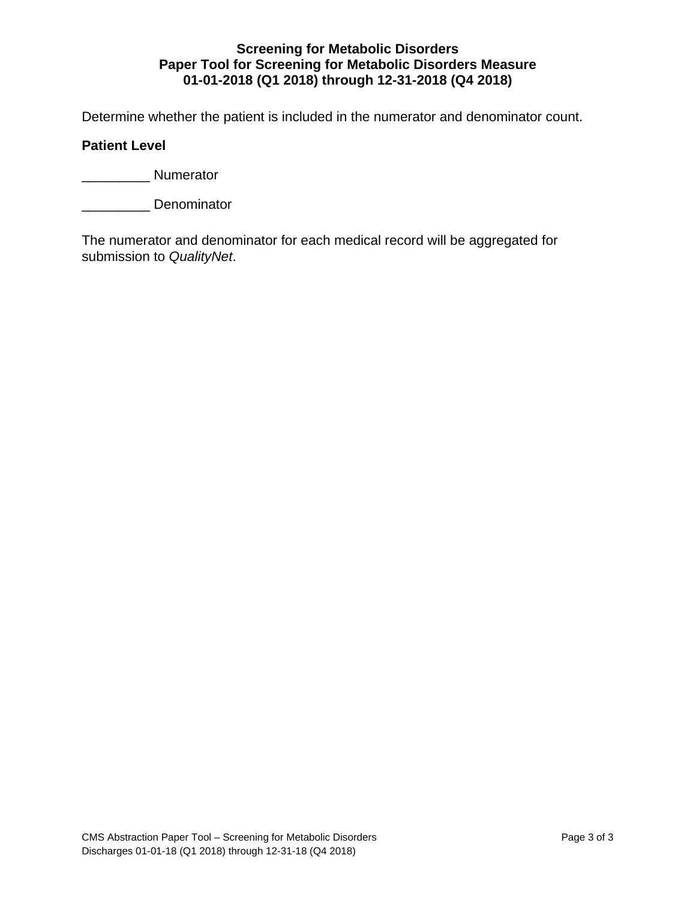**Screening for Metabolic Disorders**
**Paper Tool for Screening for Metabolic Disorders Measure**
**01-01-2018 (Q1 2018) through 12-31-2018 (Q4 2018)**

Determine whether the patient is included in the numerator and denominator count.

**Patient Level**

_________ Numerator

_________ Denominator

The numerator and denominator for each medical record will be aggregated for submission to *QualityNet*.